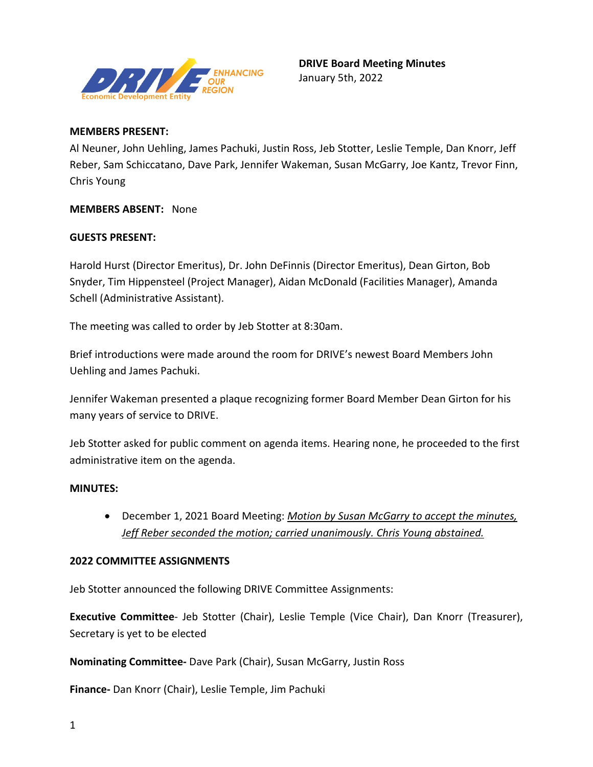**DRIVE Board Meeting Minutes**
January 5th, 2022

**MEMBERS PRESENT:**
Al Neuner, John Uehling, James Pachuki, Justin Ross, Jeb Stotter, Leslie Temple, Dan Knorr, Jeff Reber, Sam Schiccatano, Dave Park, Jennifer Wakeman, Susan McGarry, Joe Kantz, Trevor Finn, Chris Young

**MEMBERS ABSENT:** None

**GUESTS PRESENT:**

Harold Hurst (Director Emeritus), Dr. John DeFinnis (Director Emeritus), Dean Girton, Bob Snyder, Tim Hippensteel (Project Manager), Aidan McDonald (Facilities Manager), Amanda Schell (Administrative Assistant).

The meeting was called to order by Jeb Stotter at 8:30am.

Brief introductions were made around the room for DRIVE's newest Board Members John Uehling and James Pachuki.

Jennifer Wakeman presented a plaque recognizing former Board Member Dean Girton for his many years of service to DRIVE.

Jeb Stotter asked for public comment on agenda items. Hearing none, he proceeded to the first administrative item on the agenda.

**MINUTES:**

- December 1, 2021 Board Meeting: *Motion by Susan McGarry to accept the minutes, Jeff Reber seconded the motion; carried unanimously. Chris Young abstained.*

**2022 COMMITTEE ASSIGNMENTS**

Jeb Stotter announced the following DRIVE Committee Assignments:

**Executive Committee**- Jeb Stotter (Chair), Leslie Temple (Vice Chair), Dan Knorr (Treasurer), Secretary is yet to be elected

**Nominating Committee-** Dave Park (Chair), Susan McGarry, Justin Ross

**Finance-** Dan Knorr (Chair), Leslie Temple, Jim Pachuki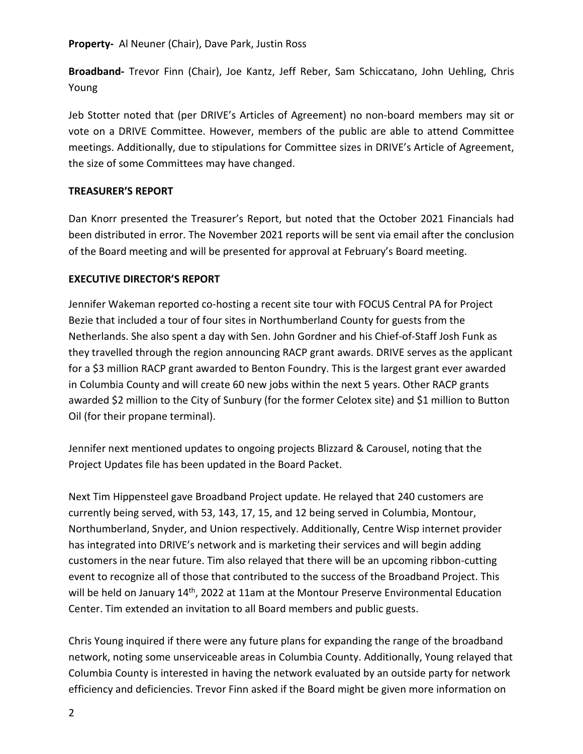**Property-** Al Neuner (Chair), Dave Park, Justin Ross

**Broadband-** Trevor Finn (Chair), Joe Kantz, Jeff Reber, Sam Schiccatano, John Uehling, Chris Young

Jeb Stotter noted that (per DRIVE's Articles of Agreement) no non-board members may sit or vote on a DRIVE Committee. However, members of the public are able to attend Committee meetings. Additionally, due to stipulations for Committee sizes in DRIVE's Article of Agreement, the size of some Committees may have changed.

**TREASURER'S REPORT**

Dan Knorr presented the Treasurer's Report, but noted that the October 2021 Financials had been distributed in error. The November 2021 reports will be sent via email after the conclusion of the Board meeting and will be presented for approval at February's Board meeting.

**EXECUTIVE DIRECTOR'S REPORT**

Jennifer Wakeman reported co-hosting a recent site tour with FOCUS Central PA for Project Bezie that included a tour of four sites in Northumberland County for guests from the Netherlands. She also spent a day with Sen. John Gordner and his Chief-of-Staff Josh Funk as they travelled through the region announcing RACP grant awards. DRIVE serves as the applicant for a $3 million RACP grant awarded to Benton Foundry. This is the largest grant ever awarded in Columbia County and will create 60 new jobs within the next 5 years. Other RACP grants awarded $2 million to the City of Sunbury (for the former Celotex site) and $1 million to Button Oil (for their propane terminal).

Jennifer next mentioned updates to ongoing projects Blizzard & Carousel, noting that the Project Updates file has been updated in the Board Packet.

Next Tim Hippensteel gave Broadband Project update. He relayed that 240 customers are currently being served, with 53, 143, 17, 15, and 12 being served in Columbia, Montour, Northumberland, Snyder, and Union respectively. Additionally, Centre Wisp internet provider has integrated into DRIVE's network and is marketing their services and will begin adding customers in the near future. Tim also relayed that there will be an upcoming ribbon-cutting event to recognize all of those that contributed to the success of the Broadband Project. This will be held on January 14th, 2022 at 11am at the Montour Preserve Environmental Education Center. Tim extended an invitation to all Board members and public guests.

Chris Young inquired if there were any future plans for expanding the range of the broadband network, noting some unserviceable areas in Columbia County. Additionally, Young relayed that Columbia County is interested in having the network evaluated by an outside party for network efficiency and deficiencies. Trevor Finn asked if the Board might be given more information on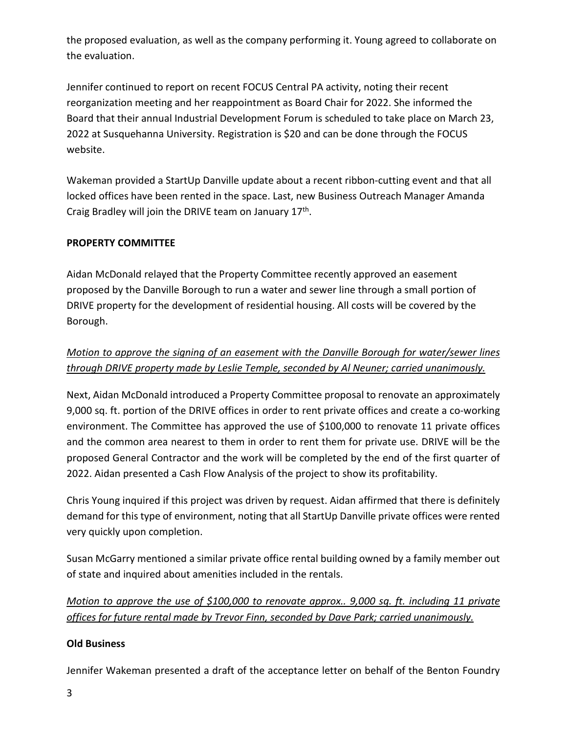the proposed evaluation, as well as the company performing it. Young agreed to collaborate on the evaluation.

Jennifer continued to report on recent FOCUS Central PA activity, noting their recent reorganization meeting and her reappointment as Board Chair for 2022. She informed the Board that their annual Industrial Development Forum is scheduled to take place on March 23, 2022 at Susquehanna University. Registration is $20 and can be done through the FOCUS website.

Wakeman provided a StartUp Danville update about a recent ribbon-cutting event and that all locked offices have been rented in the space. Last, new Business Outreach Manager Amanda Craig Bradley will join the DRIVE team on January 17th.

**PROPERTY COMMITTEE**

Aidan McDonald relayed that the Property Committee recently approved an easement proposed by the Danville Borough to run a water and sewer line through a small portion of DRIVE property for the development of residential housing. All costs will be covered by the Borough.

*Motion to approve the signing of an easement with the Danville Borough for water/sewer lines through DRIVE property made by Leslie Temple, seconded by Al Neuner; carried unanimously.*

Next, Aidan McDonald introduced a Property Committee proposal to renovate an approximately 9,000 sq. ft. portion of the DRIVE offices in order to rent private offices and create a co-working environment. The Committee has approved the use of $100,000 to renovate 11 private offices and the common area nearest to them in order to rent them for private use. DRIVE will be the proposed General Contractor and the work will be completed by the end of the first quarter of 2022. Aidan presented a Cash Flow Analysis of the project to show its profitability.

Chris Young inquired if this project was driven by request. Aidan affirmed that there is definitely demand for this type of environment, noting that all StartUp Danville private offices were rented very quickly upon completion.

Susan McGarry mentioned a similar private office rental building owned by a family member out of state and inquired about amenities included in the rentals.

*Motion to approve the use of $100,000 to renovate approx.. 9,000 sq. ft. including 11 private offices for future rental made by Trevor Finn, seconded by Dave Park; carried unanimously.*

**Old Business**

Jennifer Wakeman presented a draft of the acceptance letter on behalf of the Benton Foundry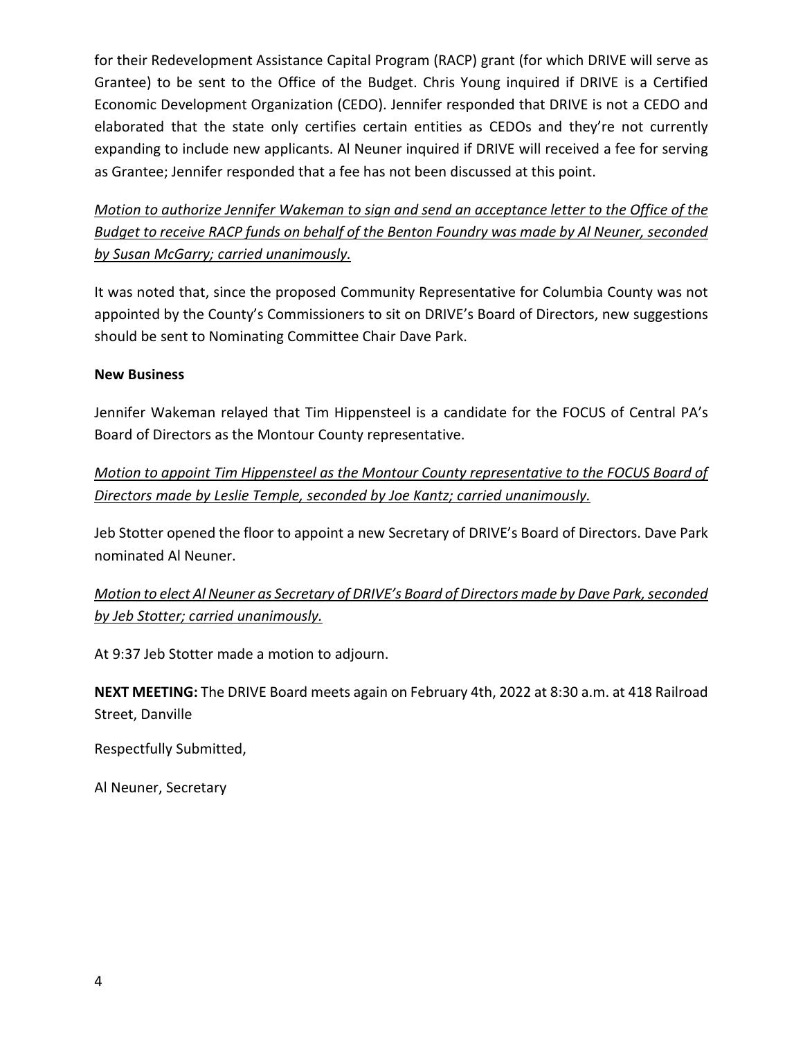for their Redevelopment Assistance Capital Program (RACP) grant (for which DRIVE will serve as Grantee) to be sent to the Office of the Budget. Chris Young inquired if DRIVE is a Certified Economic Development Organization (CEDO). Jennifer responded that DRIVE is not a CEDO and elaborated that the state only certifies certain entities as CEDOs and they're not currently expanding to include new applicants. Al Neuner inquired if DRIVE will received a fee for serving as Grantee; Jennifer responded that a fee has not been discussed at this point.

*Motion to authorize Jennifer Wakeman to sign and send an acceptance letter to the Office of the Budget to receive RACP funds on behalf of the Benton Foundry was made by Al Neuner, seconded by Susan McGarry; carried unanimously.*

It was noted that, since the proposed Community Representative for Columbia County was not appointed by the County's Commissioners to sit on DRIVE's Board of Directors, new suggestions should be sent to Nominating Committee Chair Dave Park.

**New Business**

Jennifer Wakeman relayed that Tim Hippensteel is a candidate for the FOCUS of Central PA's Board of Directors as the Montour County representative.

*Motion to appoint Tim Hippensteel as the Montour County representative to the FOCUS Board of Directors made by Leslie Temple, seconded by Joe Kantz; carried unanimously.*

Jeb Stotter opened the floor to appoint a new Secretary of DRIVE's Board of Directors. Dave Park nominated Al Neuner.

*Motion to elect Al Neuner as Secretary of DRIVE's Board of Directors made by Dave Park, seconded by Jeb Stotter; carried unanimously.*

At 9:37 Jeb Stotter made a motion to adjourn.

**NEXT MEETING:** The DRIVE Board meets again on February 4th, 2022 at 8:30 a.m. at 418 Railroad Street, Danville

Respectfully Submitted,

Al Neuner, Secretary